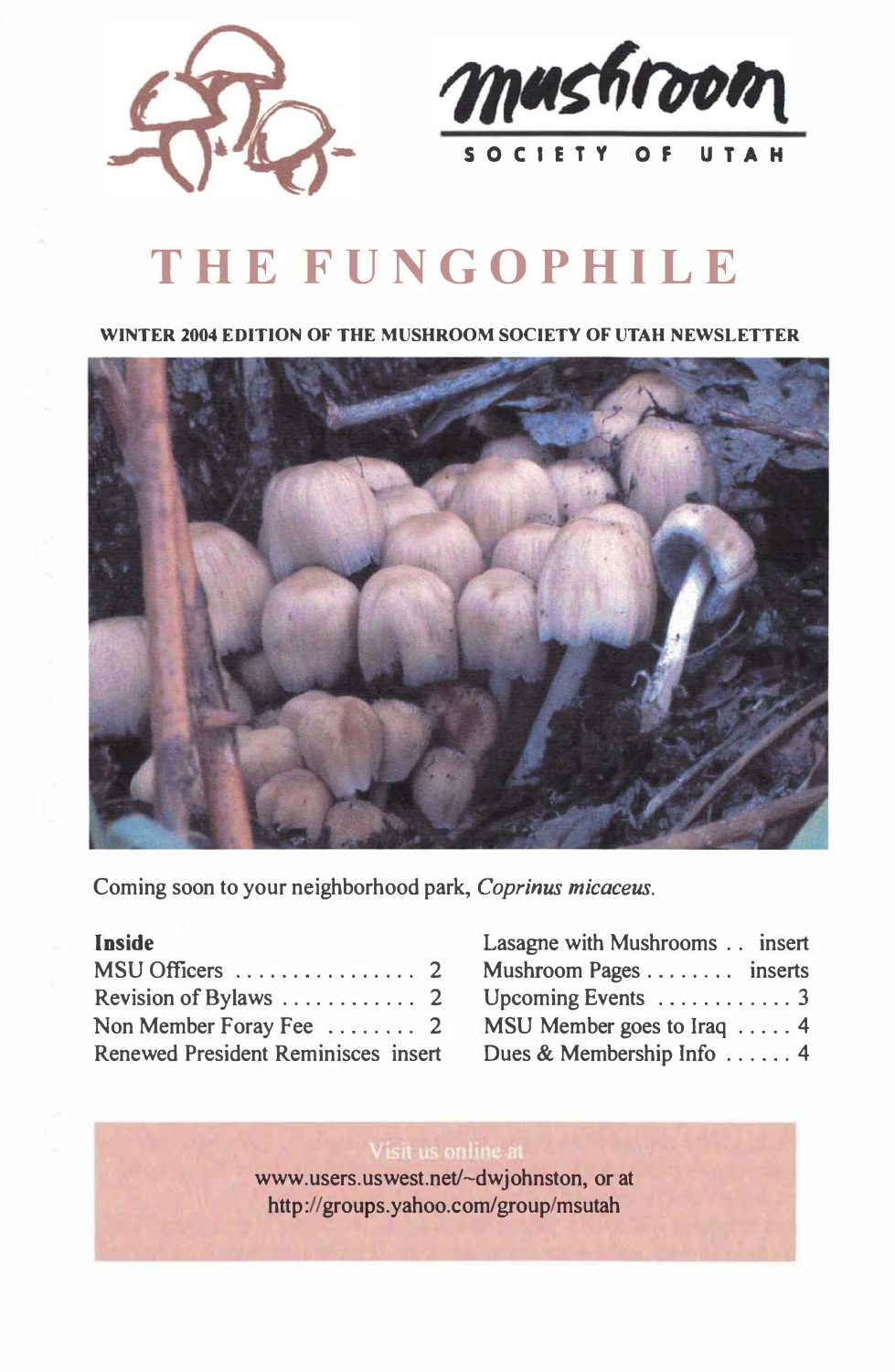mushroom

SOCIETY OF UTAH

# THE FUNGOPHILE

**WINTER 2004 EDITION OF THE MUSHROOM SOCIETY OF UTAH NEWSLETTER**

Coming soon to your neighborhood park, *Coprinus micaceus*.

**Inside**

| | |
|---|---|
| MSU Officers | 2 |
| Revision of Bylaws | 2 |
| Non Member Foray Fee | 2 |
| Renewed President Reminisces | insert |
| Lasagne with Mushrooms | insert |
| Mushroom Pages | inserts |
| Upcoming Events | 3 |
| MSU Member goes to Iraq | 4 |
| Dues & Membership Info | 4 |

Visit us online at
www.users.uswest.net/~dwjohnston, or at
http://groups.yahoo.com/group/msutah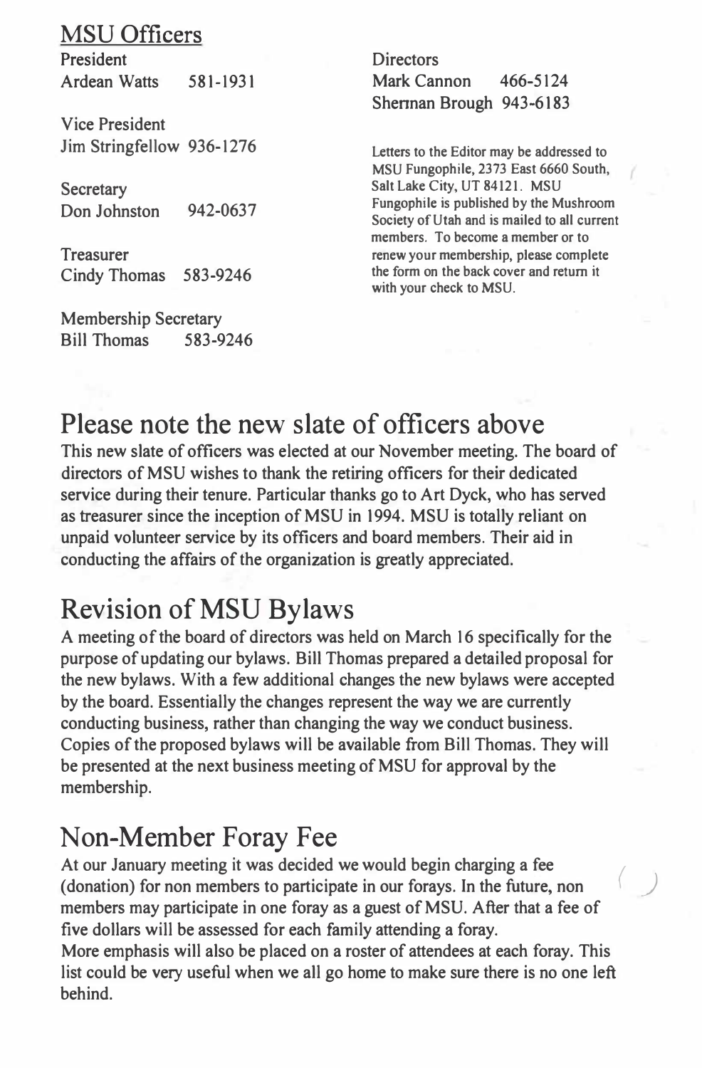## MSU Officers

President
Ardean Watts 581-1931

Vice President
Jim Stringfellow 936-1276

Secretary
Don Johnston 942-0637

Treasurer
Cindy Thomas 583-9246

Membership Secretary
Bill Thomas 583-9246

Directors
Mark Cannon 466-5124
Shennan Brough 943-6183

Letters to the Editor may be addressed to MSU Fungophile, 2373 East 6660 South, Salt Lake City, UT 84121. MSU Fungophile is published by the Mushroom Society of Utah and is mailed to all current members. To become a member or to renew your membership, please complete the form on the back cover and return it with your check to MSU.

# Please note the new slate of officers above

This new slate of officers was elected at our November meeting. The board of directors of MSU wishes to thank the retiring officers for their dedicated service during their tenure. Particular thanks go to Art Dyck, who has served as treasurer since the inception of MSU in 1994. MSU is totally reliant on unpaid volunteer service by its officers and board members. Their aid in conducting the affairs of the organization is greatly appreciated.

# Revision of MSU Bylaws

A meeting of the board of directors was held on March 16 specifically for the purpose of updating our bylaws. Bill Thomas prepared a detailed proposal for the new bylaws. With a few additional changes the new bylaws were accepted by the board. Essentially the changes represent the way we are currently conducting business, rather than changing the way we conduct business. Copies of the proposed bylaws will be available from Bill Thomas. They will be presented at the next business meeting of MSU for approval by the membership.

# Non-Member Foray Fee

At our January meeting it was decided we would begin charging a fee (donation) for non members to participate in our forays. In the future, non members may participate in one foray as a guest of MSU. After that a fee of five dollars will be assessed for each family attending a foray.
More emphasis will also be placed on a roster of attendees at each foray. This list could be very useful when we all go home to make sure there is no one left behind.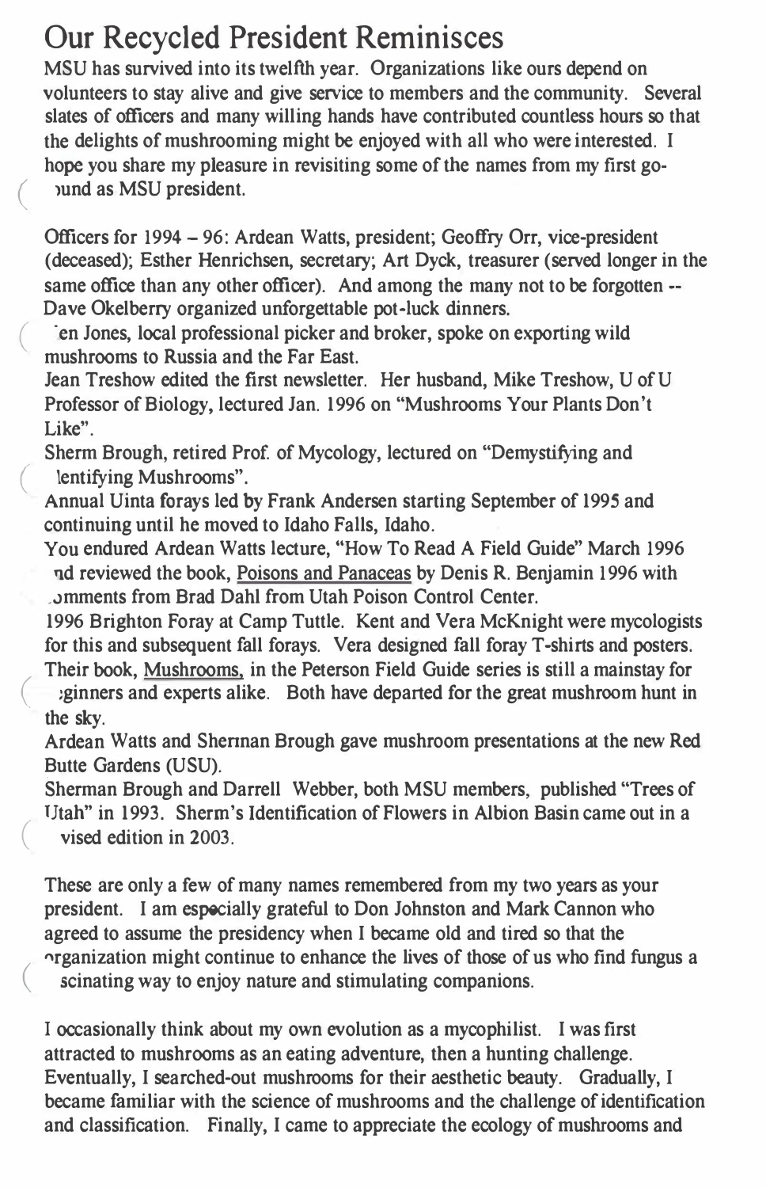# Our Recycled President Reminisces

MSU has survived into its twelfth year. Organizations like ours depend on volunteers to stay alive and give service to members and the community. Several slates of officers and many willing hands have contributed countless hours so that the delights of mushrooming might be enjoyed with all who were interested. I hope you share my pleasure in revisiting some of the names from my first go-round as MSU president.

Officers for 1994 – 96: Ardean Watts, president; Geoffry Orr, vice-president (deceased); Esther Henrichsen, secretary; Art Dyck, treasurer (served longer in the same office than any other officer). And among the many not to be forgotten -- Dave Okelberry organized unforgettable pot-luck dinners.

Ken Jones, local professional picker and broker, spoke on exporting wild mushrooms to Russia and the Far East.

Jean Treshow edited the first newsletter. Her husband, Mike Treshow, U of U Professor of Biology, lectured Jan. 1996 on "Mushrooms Your Plants Don't Like".

Sherm Brough, retired Prof. of Mycology, lectured on "Demystifying and Identifying Mushrooms".

Annual Uinta forays led by Frank Andersen starting September of 1995 and continuing until he moved to Idaho Falls, Idaho.

You endured Ardean Watts lecture, "How To Read A Field Guide" March 1996 and reviewed the book, Poisons and Panaceas by Denis R. Benjamin 1996 with comments from Brad Dahl from Utah Poison Control Center.

1996 Brighton Foray at Camp Tuttle. Kent and Vera McKnight were mycologists for this and subsequent fall forays. Vera designed fall foray T-shirts and posters. Their book, Mushrooms, in the Peterson Field Guide series is still a mainstay for beginners and experts alike. Both have departed for the great mushroom hunt in the sky.

Ardean Watts and Sherman Brough gave mushroom presentations at the new Red Butte Gardens (USU).

Sherman Brough and Darrell Webber, both MSU members, published "Trees of Utah" in 1993. Sherm's Identification of Flowers in Albion Basin came out in a revised edition in 2003.

These are only a few of many names remembered from my two years as your president. I am especially grateful to Don Johnston and Mark Cannon who agreed to assume the presidency when I became old and tired so that the organization might continue to enhance the lives of those of us who find fungus a fascinating way to enjoy nature and stimulating companions.

I occasionally think about my own evolution as a mycophilist. I was first attracted to mushrooms as an eating adventure, then a hunting challenge. Eventually, I searched-out mushrooms for their aesthetic beauty. Gradually, I became familiar with the science of mushrooms and the challenge of identification and classification. Finally, I came to appreciate the ecology of mushrooms and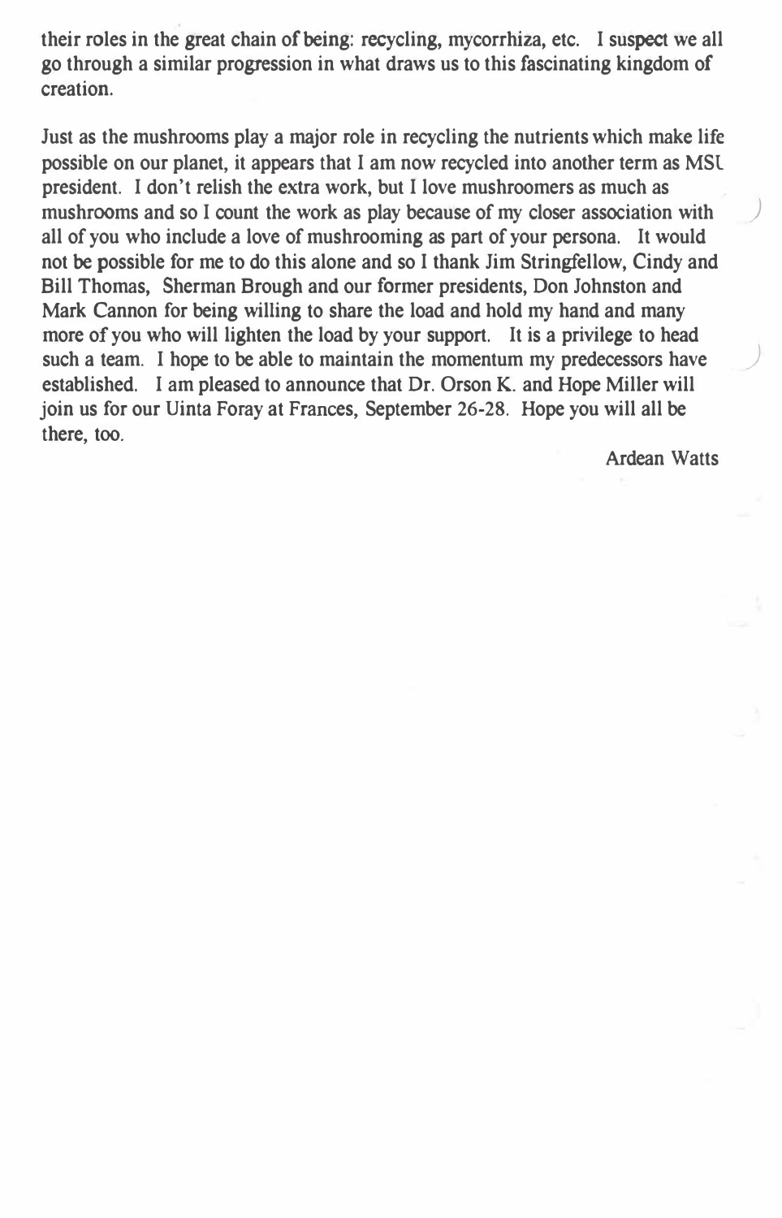their roles in the great chain of being: recycling, mycorrhiza, etc. I suspect we all go through a similar progression in what draws us to this fascinating kingdom of creation.

Just as the mushrooms play a major role in recycling the nutrients which make life possible on our planet, it appears that I am now recycled into another term as MSL president. I don't relish the extra work, but I love mushroomers as much as mushrooms and so I count the work as play because of my closer association with all of you who include a love of mushrooming as part of your persona. It would not be possible for me to do this alone and so I thank Jim Stringfellow, Cindy and Bill Thomas, Sherman Brough and our former presidents, Don Johnston and Mark Cannon for being willing to share the load and hold my hand and many more of you who will lighten the load by your support. It is a privilege to head such a team. I hope to be able to maintain the momentum my predecessors have established. I am pleased to announce that Dr. Orson K. and Hope Miller will join us for our Uinta Foray at Frances, September 26-28. Hope you will all be there, too.

Ardean Watts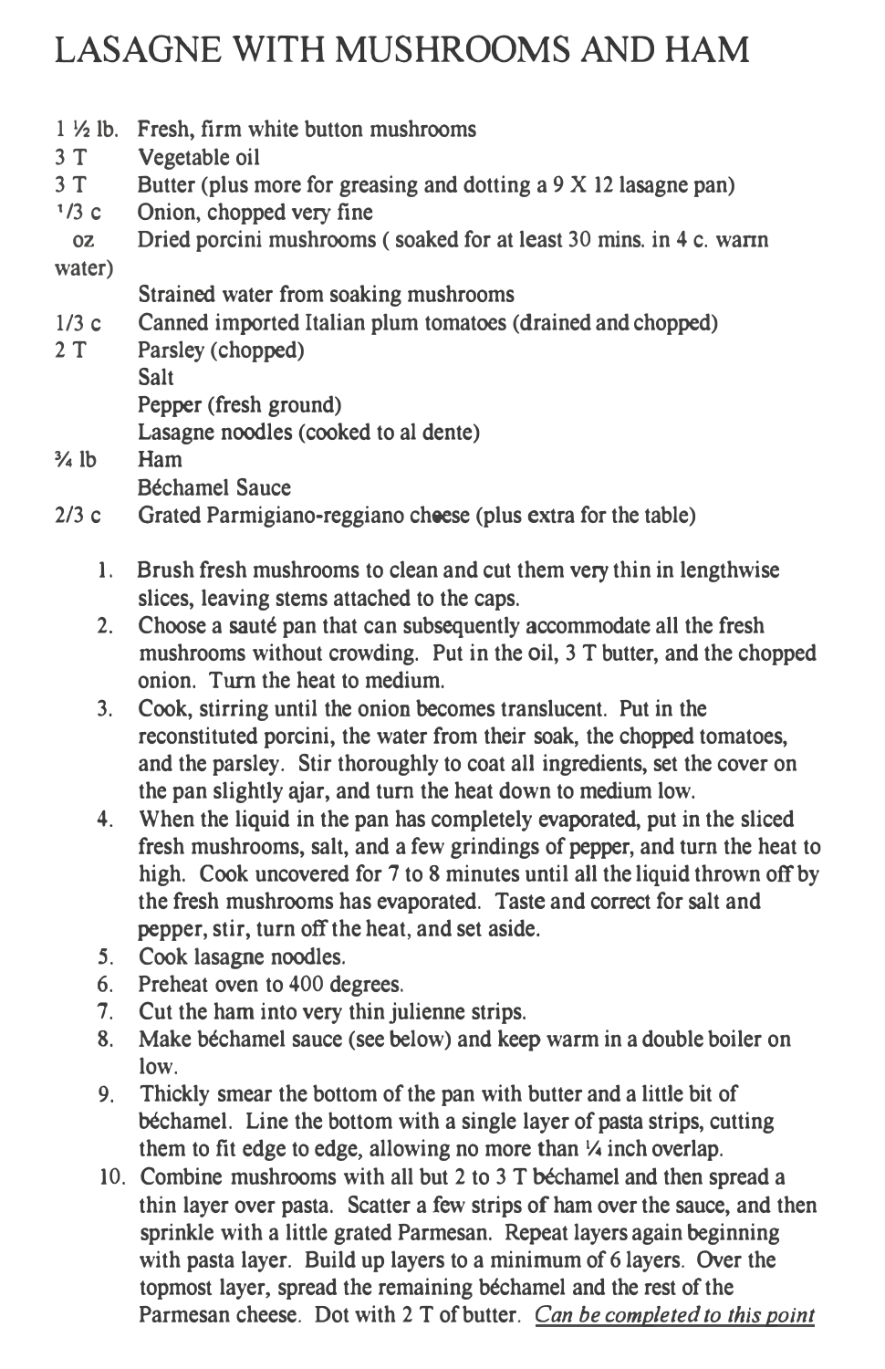# LASAGNE WITH MUSHROOMS AND HAM

| | |
|---|---|
| 1 ½ lb. | Fresh, firm white button mushrooms |
| 3 T | Vegetable oil |
| 3 T | Butter (plus more for greasing and dotting a 9 X 12 lasagne pan) |
| 1/3 c | Onion, chopped very fine |
| oz | Dried porcini mushrooms ( soaked for at least 30 mins. in 4 c. warm water) |
| | Strained water from soaking mushrooms |
| 1/3 c | Canned imported Italian plum tomatoes (drained and chopped) |
| 2 T | Parsley (chopped) |
| | Salt |
| | Pepper (fresh ground) |
| | Lasagne noodles (cooked to al dente) |
| ¾ lb | Ham |
| | Béchamel Sauce |
| 2/3 c | Grated Parmigiano-reggiano cheese (plus extra for the table) |

1. Brush fresh mushrooms to clean and cut them very thin in lengthwise slices, leaving stems attached to the caps.
2. Choose a sauté pan that can subsequently accommodate all the fresh mushrooms without crowding. Put in the oil, 3 T butter, and the chopped onion. Turn the heat to medium.
3. Cook, stirring until the onion becomes translucent. Put in the reconstituted porcini, the water from their soak, the chopped tomatoes, and the parsley. Stir thoroughly to coat all ingredients, set the cover on the pan slightly ajar, and turn the heat down to medium low.
4. When the liquid in the pan has completely evaporated, put in the sliced fresh mushrooms, salt, and a few grindings of pepper, and turn the heat to high. Cook uncovered for 7 to 8 minutes until all the liquid thrown off by the fresh mushrooms has evaporated. Taste and correct for salt and pepper, stir, turn off the heat, and set aside.
5. Cook lasagne noodles.
6. Preheat oven to 400 degrees.
7. Cut the ham into very thin julienne strips.
8. Make béchamel sauce (see below) and keep warm in a double boiler on low.
9. Thickly smear the bottom of the pan with butter and a little bit of béchamel. Line the bottom with a single layer of pasta strips, cutting them to fit edge to edge, allowing no more than ¼ inch overlap.
10. Combine mushrooms with all but 2 to 3 T béchamel and then spread a thin layer over pasta. Scatter a few strips of ham over the sauce, and then sprinkle with a little grated Parmesan. Repeat layers again beginning with pasta layer. Build up layers to a minimum of 6 layers. Over the topmost layer, spread the remaining béchamel and the rest of the Parmesan cheese. Dot with 2 T of butter. *<u>Can be completed to this point</u>*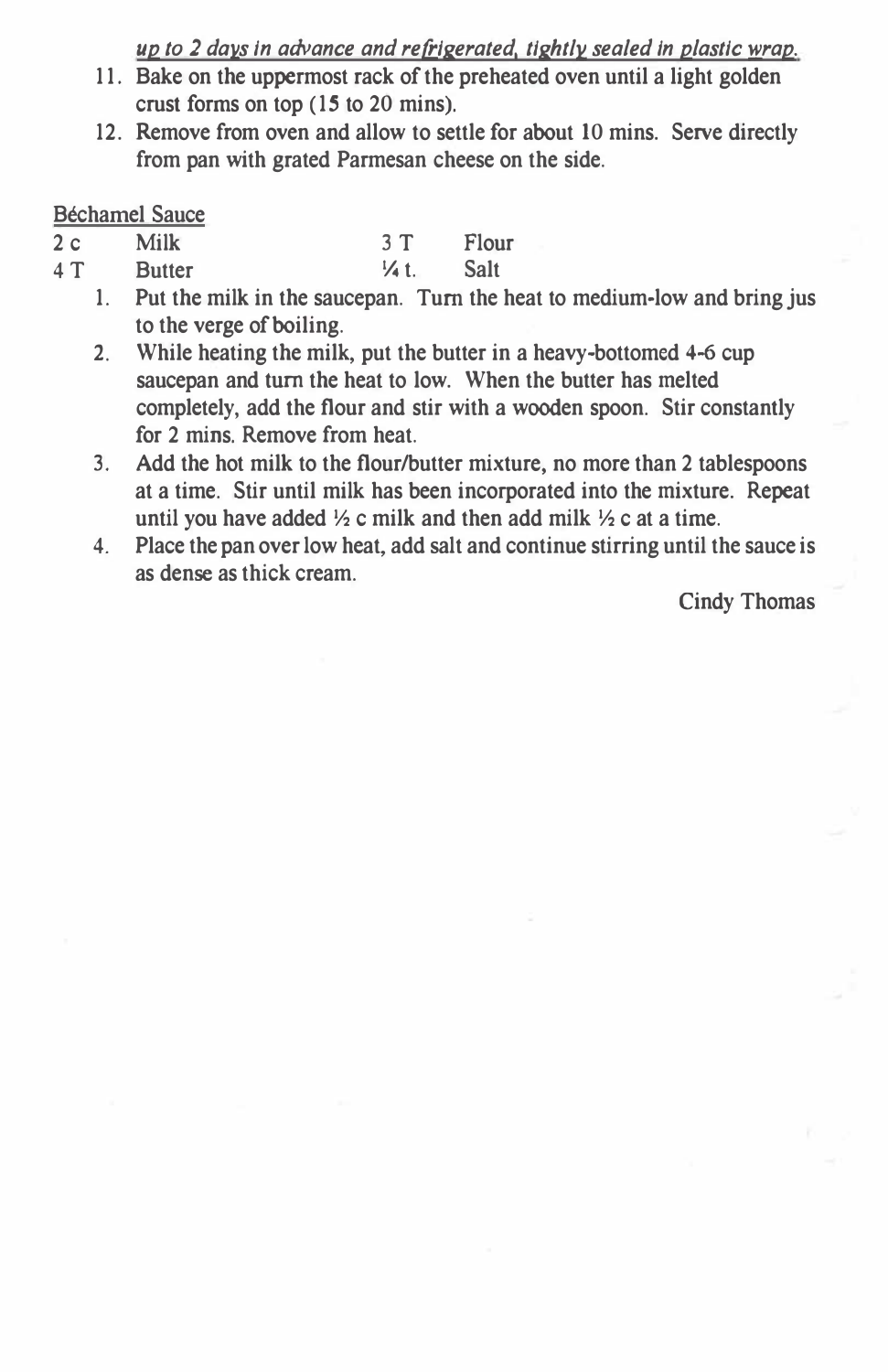*up to 2 days in advance and refrigerated, tightly sealed in plastic wrap.*

11. Bake on the uppermost rack of the preheated oven until a light golden crust forms on top (15 to 20 mins).
12. Remove from oven and allow to settle for about 10 mins. Serve directly from pan with grated Parmesan cheese on the side.

Béchamel Sauce

| | | | |
|---|---|---|---|
| 2 c | Milk | 3 T | Flour |
| 4 T | Butter | ¼ t. | Salt |

1. Put the milk in the saucepan. Turn the heat to medium-low and bring jus to the verge of boiling.
2. While heating the milk, put the butter in a heavy-bottomed 4-6 cup saucepan and turn the heat to low. When the butter has melted completely, add the flour and stir with a wooden spoon. Stir constantly for 2 mins. Remove from heat.
3. Add the hot milk to the flour/butter mixture, no more than 2 tablespoons at a time. Stir until milk has been incorporated into the mixture. Repeat until you have added ½ c milk and then add milk ½ c at a time.
4. Place the pan over low heat, add salt and continue stirring until the sauce is as dense as thick cream.

Cindy Thomas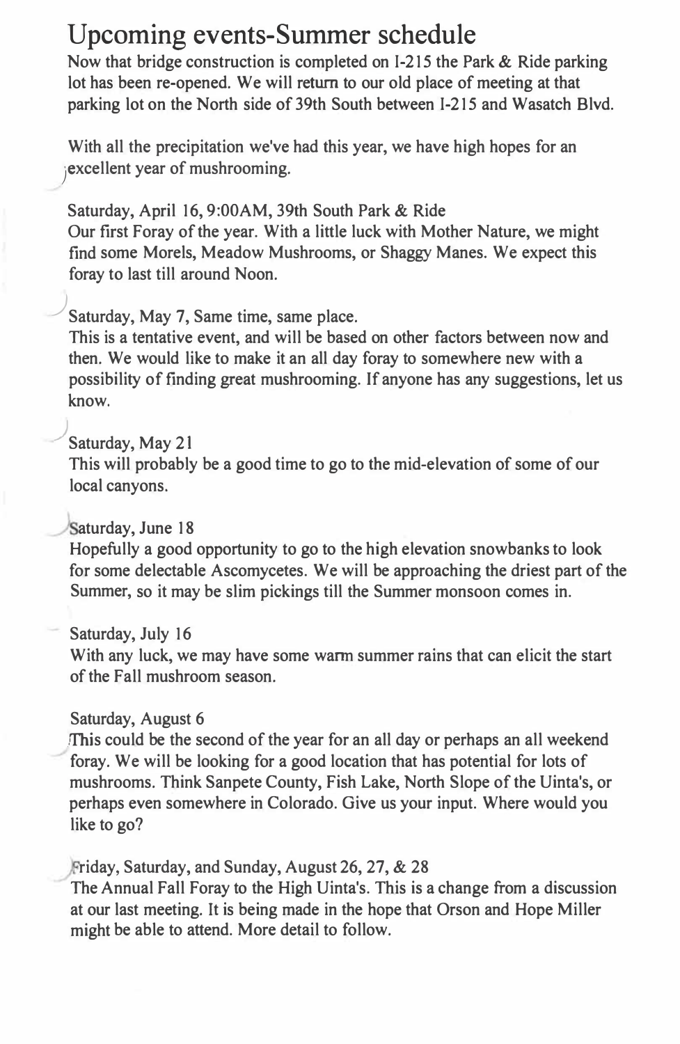# Upcoming events-Summer schedule

Now that bridge construction is completed on I-215 the Park & Ride parking lot has been re-opened. We will return to our old place of meeting at that parking lot on the North side of 39th South between I-215 and Wasatch Blvd.

With all the precipitation we've had this year, we have high hopes for an excellent year of mushrooming.

Saturday, April 16, 9:00AM, 39th South Park & Ride
Our first Foray of the year. With a little luck with Mother Nature, we might find some Morels, Meadow Mushrooms, or Shaggy Manes. We expect this foray to last till around Noon.

Saturday, May 7, Same time, same place.
This is a tentative event, and will be based on other factors between now and then. We would like to make it an all day foray to somewhere new with a possibility of finding great mushrooming. If anyone has any suggestions, let us know.

Saturday, May 21
This will probably be a good time to go to the mid-elevation of some of our local canyons.

Saturday, June 18
Hopefully a good opportunity to go to the high elevation snowbanks to look for some delectable Ascomycetes. We will be approaching the driest part of the Summer, so it may be slim pickings till the Summer monsoon comes in.

Saturday, July 16
With any luck, we may have some warm summer rains that can elicit the start of the Fall mushroom season.

Saturday, August 6
This could be the second of the year for an all day or perhaps an all weekend foray. We will be looking for a good location that has potential for lots of mushrooms. Think Sanpete County, Fish Lake, North Slope of the Uinta's, or perhaps even somewhere in Colorado. Give us your input. Where would you like to go?

Friday, Saturday, and Sunday, August 26, 27, & 28
The Annual Fall Foray to the High Uinta's. This is a change from a discussion at our last meeting. It is being made in the hope that Orson and Hope Miller might be able to attend. More detail to follow.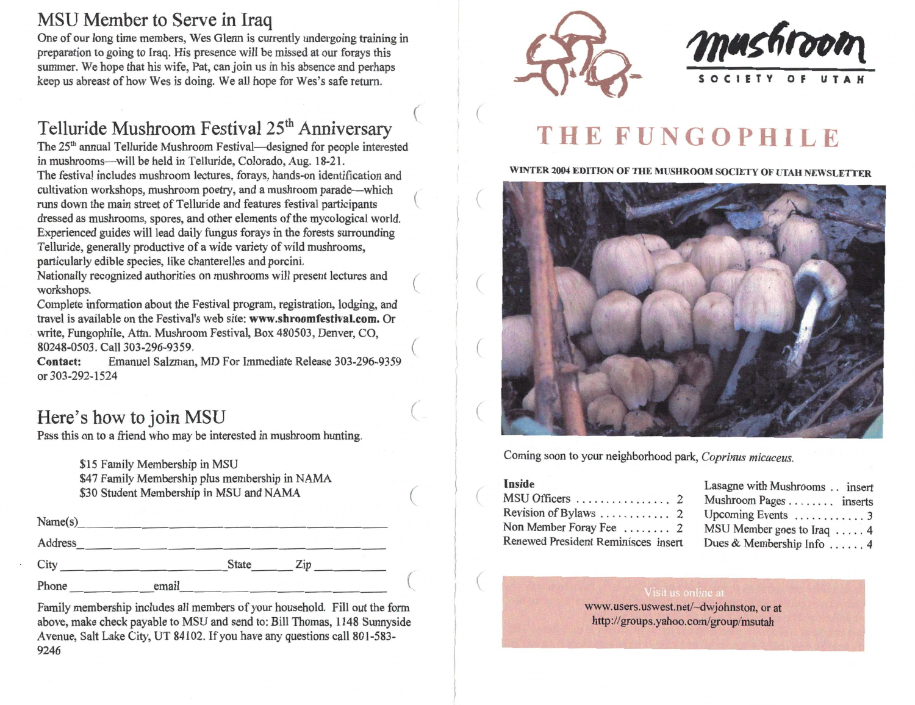## MSU Member to Serve in Iraq

One of our long time members, Wes Glenn is currently undergoing training in preparation to going to Iraq. His presence will be missed at our forays this summer. We hope that his wife, Pat, can join us in his absence and perhaps keep us abreast of how Wes is doing. We all hope for Wes's safe return.

## Telluride Mushroom Festival 25th Anniversary

The 25th annual Telluride Mushroom Festival—designed for people interested in mushrooms—will be held in Telluride, Colorado, Aug. 18-21.

The festival includes mushroom lectures, forays, hands-on identification and cultivation workshops, mushroom poetry, and a mushroom parade—which runs down the main street of Telluride and features festival participants dressed as mushrooms, spores, and other elements of the mycological world. Experienced guides will lead daily fungus forays in the forests surrounding Telluride, generally productive of a wide variety of wild mushrooms, particularly edible species, like chanterelles and porcini.

Nationally recognized authorities on mushrooms will present lectures and workshops.

Complete information about the Festival program, registration, lodging, and travel is available on the Festival's web site: **www.shroomfestival.com.** Or write, Fungophile, Attn. Mushroom Festival, Box 480503, Denver, CO, 80248-0503. Call 303-296-9359.

**Contact:** Emanuel Salzman, MD For Immediate Release 303-296-9359 or 303-292-1524

## Here's how to join MSU

Pass this on to a friend who may be interested in mushroom hunting.

$15 Family Membership in MSU
$47 Family Membership plus membership in NAMA
$30 Student Membership in MSU and NAMA

Name(s)\_\_\_\_\_\_\_\_\_\_\_\_\_\_\_\_\_\_\_\_\_\_\_\_\_\_\_\_\_\_\_\_\_\_\_\_

Address\_\_\_\_\_\_\_\_\_\_\_\_\_\_\_\_\_\_\_\_\_\_\_\_\_\_\_\_\_\_\_\_\_\_\_\_

City\_\_\_\_\_\_\_\_\_\_\_\_\_\_\_\_\_\_ State\_\_\_\_\_ Zip\_\_\_\_\_\_\_\_

Phone\_\_\_\_\_\_\_\_\_\_ email\_\_\_\_\_\_\_\_\_\_\_\_\_\_\_\_\_\_\_\_\_\_\_\_

Family membership includes all members of your household. Fill out the form above, make check payable to MSU and send to: Bill Thomas, 1148 Sunnyside Avenue, Salt Lake City, UT 84102. If you have any questions call 801-583-9246

---

mushroom
SOCIETY OF UTAH

# THE FUNGOPHILE

**WINTER 2004 EDITION OF THE MUSHROOM SOCIETY OF UTAH NEWSLETTER**

Coming soon to your neighborhood park, *Coprinus micaceus*.

**Inside**

| | |
|---|---|
| MSU Officers | 2 |
| Revision of Bylaws | 2 |
| Non Member Foray Fee | 2 |
| Renewed President Reminisces | insert |
| Lasagne with Mushrooms | insert |
| Mushroom Pages | inserts |
| Upcoming Events | 3 |
| MSU Member goes to Iraq | 4 |
| Dues & Membership Info | 4 |

Visit us online at
www.users.uswest.net/~dwjohnston, or at
http://groups.yahoo.com/group/msutah